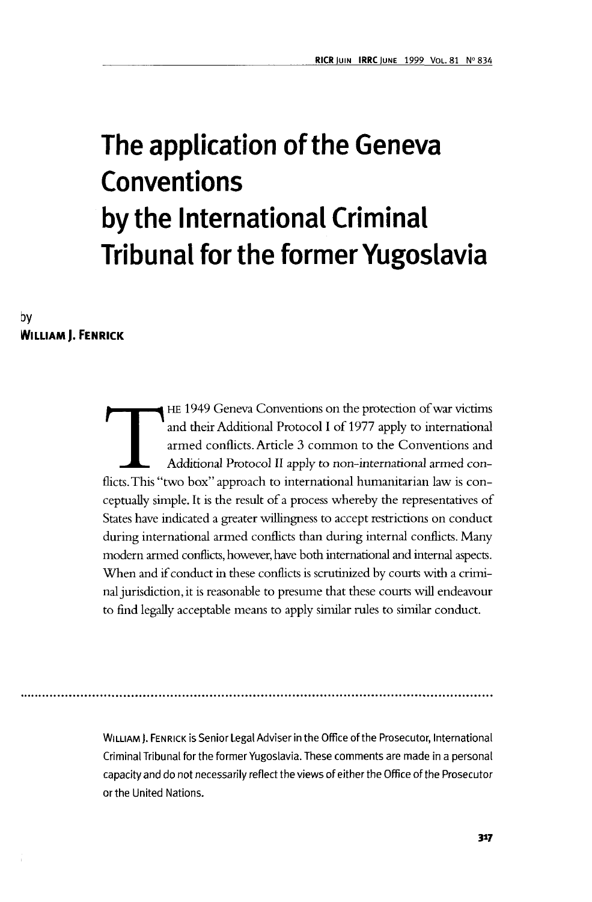# The application of the Geneva Conventions by the International Criminal Tribunal for the former Yugoslavia

by
**William J. Fenrick**

The 1949 Geneva Conventions on the protection of war victims and their Additional Protocol I of 1977 apply to international armed conflicts. Article 3 common to the Conventions and Additional Protocol II apply to non-international armed conflicts. This "two box" approach to international humanitarian law is conceptually simple. It is the result of a process whereby the representatives of States have indicated a greater willingness to accept restrictions on conduct during international armed conflicts than during internal conflicts. Many modern armed conflicts, however, have both international and internal aspects. When and if conduct in these conflicts is scrutinized by courts with a criminal jurisdiction, it is reasonable to presume that these courts will endeavour to find legally acceptable means to apply similar rules to similar conduct.

---

William J. Fenrick is Senior Legal Adviser in the Office of the Prosecutor, International Criminal Tribunal for the former Yugoslavia. These comments are made in a personal capacity and do not necessarily reflect the views of either the Office of the Prosecutor or the United Nations.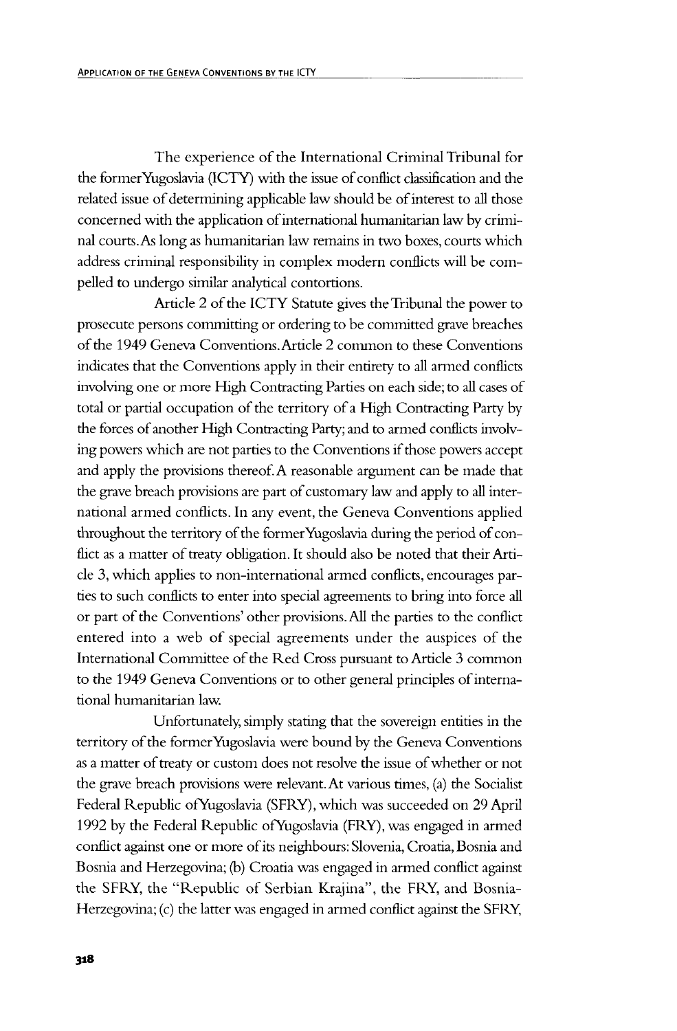The experience of the International Criminal Tribunal for the former Yugoslavia (ICTY) with the issue of conflict classification and the related issue of determining applicable law should be of interest to all those concerned with the application of international humanitarian law by criminal courts. As long as humanitarian law remains in two boxes, courts which address criminal responsibility in complex modern conflicts will be compelled to undergo similar analytical contortions.

Article 2 of the ICTY Statute gives the Tribunal the power to prosecute persons committing or ordering to be committed grave breaches of the 1949 Geneva Conventions. Article 2 common to these Conventions indicates that the Conventions apply in their entirety to all armed conflicts involving one or more High Contracting Parties on each side; to all cases of total or partial occupation of the territory of a High Contracting Party by the forces of another High Contracting Party; and to armed conflicts involving powers which are not parties to the Conventions if those powers accept and apply the provisions thereof. A reasonable argument can be made that the grave breach provisions are part of customary law and apply to all international armed conflicts. In any event, the Geneva Conventions applied throughout the territory of the former Yugoslavia during the period of conflict as a matter of treaty obligation. It should also be noted that their Article 3, which applies to non-international armed conflicts, encourages parties to such conflicts to enter into special agreements to bring into force all or part of the Conventions' other provisions. All the parties to the conflict entered into a web of special agreements under the auspices of the International Committee of the Red Cross pursuant to Article 3 common to the 1949 Geneva Conventions or to other general principles of international humanitarian law.

Unfortunately, simply stating that the sovereign entities in the territory of the former Yugoslavia were bound by the Geneva Conventions as a matter of treaty or custom does not resolve the issue of whether or not the grave breach provisions were relevant. At various times, (a) the Socialist Federal Republic of Yugoslavia (SFRY), which was succeeded on 29 April 1992 by the Federal Republic of Yugoslavia (FRY), was engaged in armed conflict against one or more of its neighbours: Slovenia, Croatia, Bosnia and Bosnia and Herzegovina; (b) Croatia was engaged in armed conflict against the SFRY, the "Republic of Serbian Krajina", the FRY, and Bosnia-Herzegovina; (c) the latter was engaged in armed conflict against the SFRY,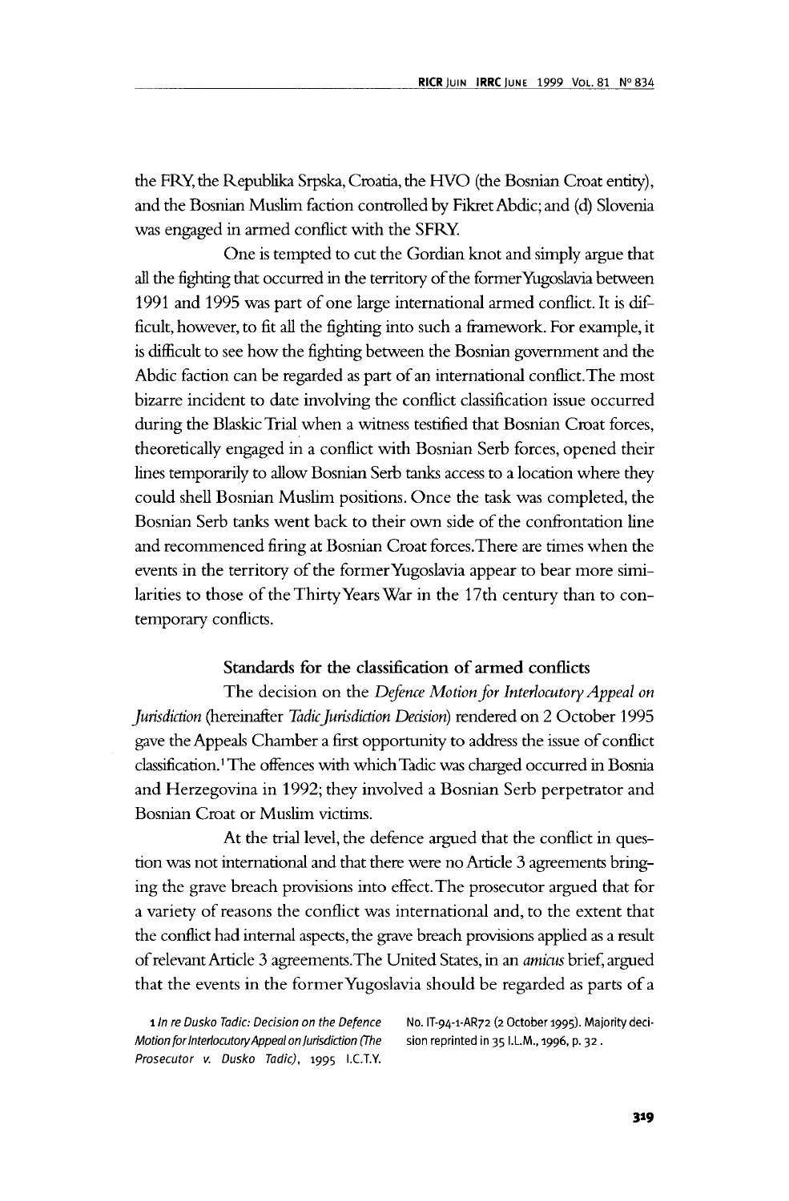the FRY, the Republika Srpska, Croatia, the HVO (the Bosnian Croat entity), and the Bosnian Muslim faction controlled by Fikret Abdic; and (d) Slovenia was engaged in armed conflict with the SFRY.

One is tempted to cut the Gordian knot and simply argue that all the fighting that occurred in the territory of the former Yugoslavia between 1991 and 1995 was part of one large international armed conflict. It is difficult, however, to fit all the fighting into such a framework. For example, it is difficult to see how the fighting between the Bosnian government and the Abdic faction can be regarded as part of an international conflict. The most bizarre incident to date involving the conflict classification issue occurred during the Blaskic Trial when a witness testified that Bosnian Croat forces, theoretically engaged in a conflict with Bosnian Serb forces, opened their lines temporarily to allow Bosnian Serb tanks access to a location where they could shell Bosnian Muslim positions. Once the task was completed, the Bosnian Serb tanks went back to their own side of the confrontation line and recommenced firing at Bosnian Croat forces. There are times when the events in the territory of the former Yugoslavia appear to bear more similarities to those of the Thirty Years War in the 17th century than to contemporary conflicts.

### Standards for the classification of armed conflicts

The decision on the *Defence Motion for Interlocutory Appeal on Jurisdiction* (hereinafter *Tadic Jurisdiction Decision*) rendered on 2 October 1995 gave the Appeals Chamber a first opportunity to address the issue of conflict classification.[1] The offences with which Tadic was charged occurred in Bosnia and Herzegovina in 1992; they involved a Bosnian Serb perpetrator and Bosnian Croat or Muslim victims.

At the trial level, the defence argued that the conflict in question was not international and that there were no Article 3 agreements bringing the grave breach provisions into effect. The prosecutor argued that for a variety of reasons the conflict was international and, to the extent that the conflict had internal aspects, the grave breach provisions applied as a result of relevant Article 3 agreements. The United States, in an *amicus* brief, argued that the events in the former Yugoslavia should be regarded as parts of a

---

1 *In re Dusko Tadic: Decision on the Defence Motion for Interlocutory Appeal on Jurisdiction (The Prosecutor v. Dusko Tadic)*, 1995 I.C.T.Y. No. IT-94-1-AR72 (2 October 1995). Majority decision reprinted in 35 I.L.M., 1996, p. 32 .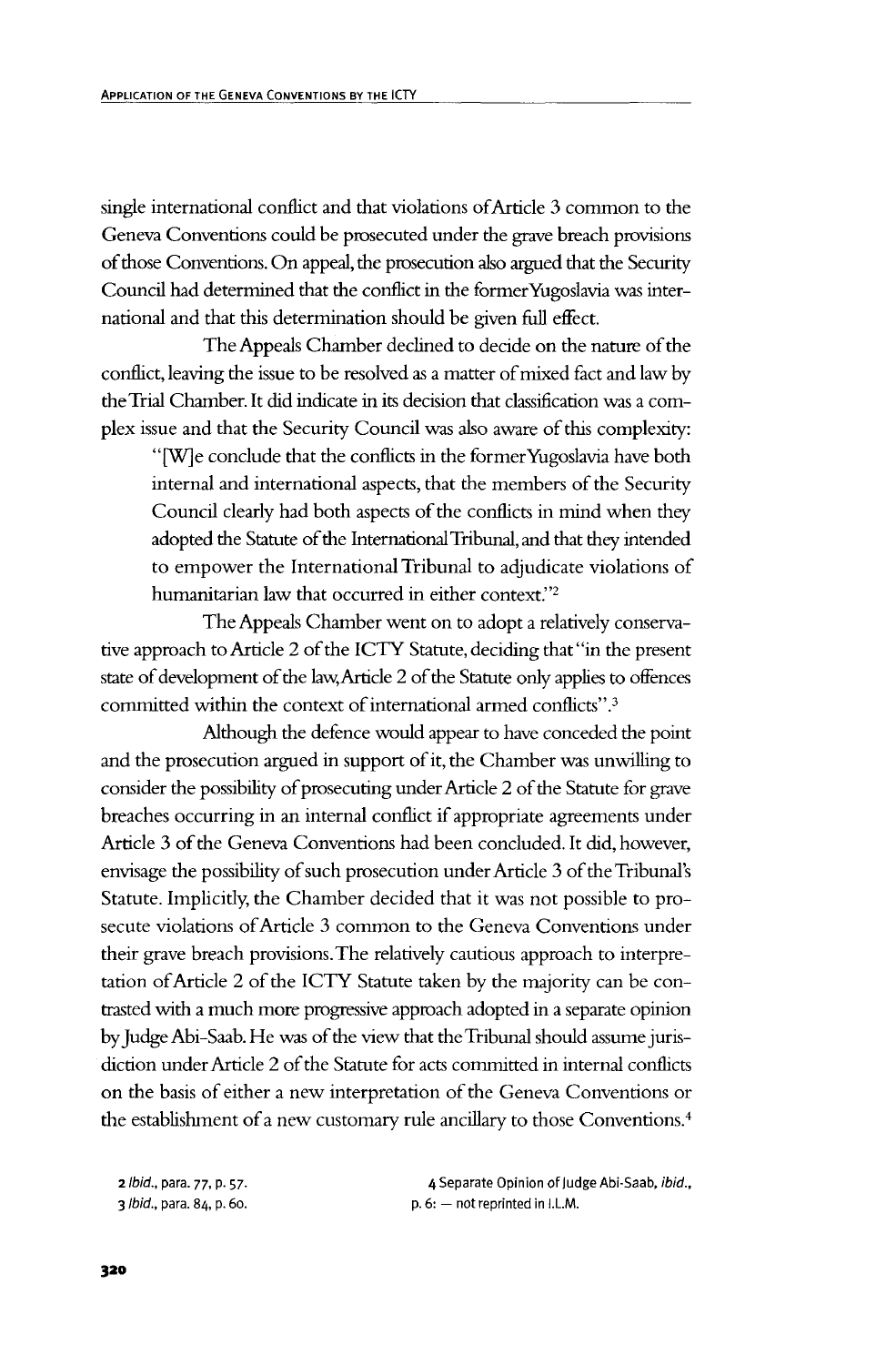single international conflict and that violations of Article 3 common to the Geneva Conventions could be prosecuted under the grave breach provisions of those Conventions. On appeal, the prosecution also argued that the Security Council had determined that the conflict in the former Yugoslavia was international and that this determination should be given full effect.

The Appeals Chamber declined to decide on the nature of the conflict, leaving the issue to be resolved as a matter of mixed fact and law by the Trial Chamber. It did indicate in its decision that classification was a complex issue and that the Security Council was also aware of this complexity:

> "[W]e conclude that the conflicts in the former Yugoslavia have both internal and international aspects, that the members of the Security Council clearly had both aspects of the conflicts in mind when they adopted the Statute of the International Tribunal, and that they intended to empower the International Tribunal to adjudicate violations of humanitarian law that occurred in either context."[2]

The Appeals Chamber went on to adopt a relatively conservative approach to Article 2 of the ICTY Statute, deciding that "in the present state of development of the law, Article 2 of the Statute only applies to offences committed within the context of international armed conflicts".[3]

Although the defence would appear to have conceded the point and the prosecution argued in support of it, the Chamber was unwilling to consider the possibility of prosecuting under Article 2 of the Statute for grave breaches occurring in an internal conflict if appropriate agreements under Article 3 of the Geneva Conventions had been concluded. It did, however, envisage the possibility of such prosecution under Article 3 of the Tribunal's Statute. Implicitly, the Chamber decided that it was not possible to prosecute violations of Article 3 common to the Geneva Conventions under their grave breach provisions. The relatively cautious approach to interpretation of Article 2 of the ICTY Statute taken by the majority can be contrasted with a much more progressive approach adopted in a separate opinion by Judge Abi-Saab. He was of the view that the Tribunal should assume jurisdiction under Article 2 of the Statute for acts committed in internal conflicts on the basis of either a new interpretation of the Geneva Conventions or the establishment of a new customary rule ancillary to those Conventions.[4]

2 *Ibid.*, para. 77, p. 57.

3 *Ibid.*, para. 84, p. 60.

4 Separate Opinion of Judge Abi-Saab, *ibid.*, p. 6: — not reprinted in I.L.M.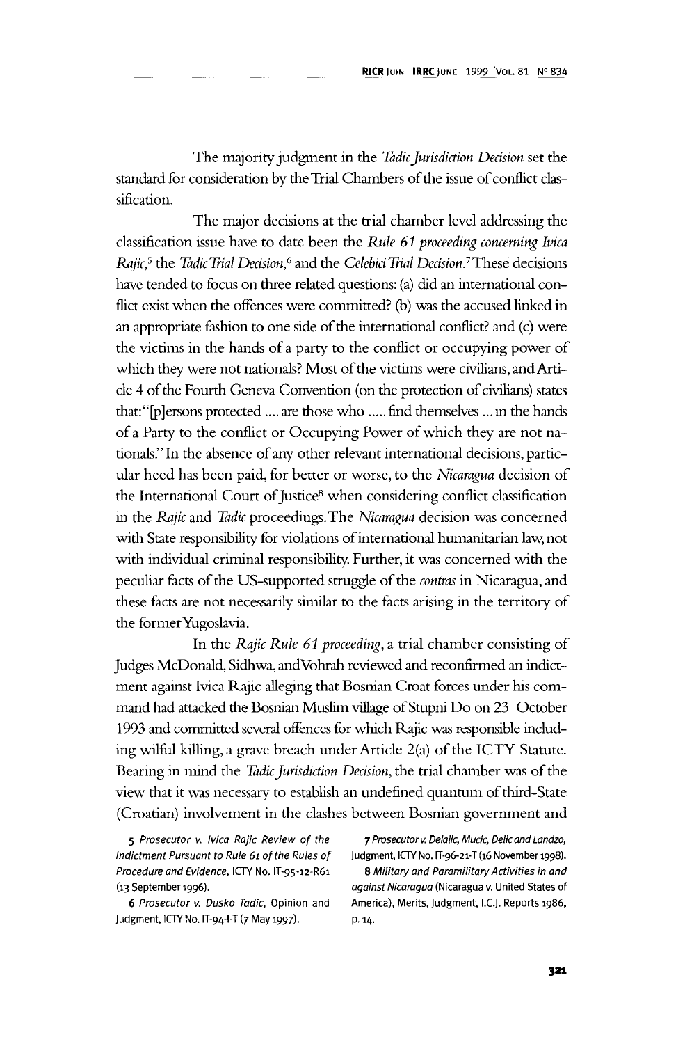The majority judgment in the *Tadic Jurisdiction Decision* set the standard for consideration by the Trial Chambers of the issue of conflict classification.

The major decisions at the trial chamber level addressing the classification issue have to date been the *Rule 61 proceeding concerning Ivica Rajic*,[5] the *Tadic Trial Decision*,[6] and the *Celebici Trial Decision*.[7] These decisions have tended to focus on three related questions: (a) did an international conflict exist when the offences were committed? (b) was the accused linked in an appropriate fashion to one side of the international conflict? and (c) were the victims in the hands of a party to the conflict or occupying power of which they were not nationals? Most of the victims were civilians, and Article 4 of the Fourth Geneva Convention (on the protection of civilians) states that: "[p]ersons protected .... are those who ..... find themselves ... in the hands of a Party to the conflict or Occupying Power of which they are not nationals." In the absence of any other relevant international decisions, particular heed has been paid, for better or worse, to the *Nicaragua* decision of the International Court of Justice[8] when considering conflict classification in the *Rajic* and *Tadic* proceedings. The *Nicaragua* decision was concerned with State responsibility for violations of international humanitarian law, not with individual criminal responsibility. Further, it was concerned with the peculiar facts of the US-supported struggle of the *contras* in Nicaragua, and these facts are not necessarily similar to the facts arising in the territory of the former Yugoslavia.

In the *Rajic Rule 61 proceeding*, a trial chamber consisting of Judges McDonald, Sidhwa, and Vohrah reviewed and reconfirmed an indictment against Ivica Rajic alleging that Bosnian Croat forces under his command had attacked the Bosnian Muslim village of Stupni Do on 23 October 1993 and committed several offences for which Rajic was responsible including wilful killing, a grave breach under Article 2(a) of the ICTY Statute. Bearing in mind the *Tadic Jurisdiction Decision*, the trial chamber was of the view that it was necessary to establish an undefined quantum of third-State (Croatian) involvement in the clashes between Bosnian government and

---

5 *Prosecutor v. Ivica Rajic Review of the Indictment Pursuant to Rule 61 of the Rules of Procedure and Evidence*, ICTY No. IT-95-12-R61 (13 September 1996).

6 *Prosecutor v. Dusko Tadic*, Opinion and Judgment, ICTY No. IT-94-I-T (7 May 1997).

7 *Prosecutor v. Delalic, Mucic, Delic and Landzo*, Judgment, ICTY No. IT-96-21-T (16 November 1998).

8 *Military and Paramilitary Activities in and against Nicaragua* (Nicaragua v. United States of America), Merits, Judgment, I.C.J. Reports 1986, p. 14.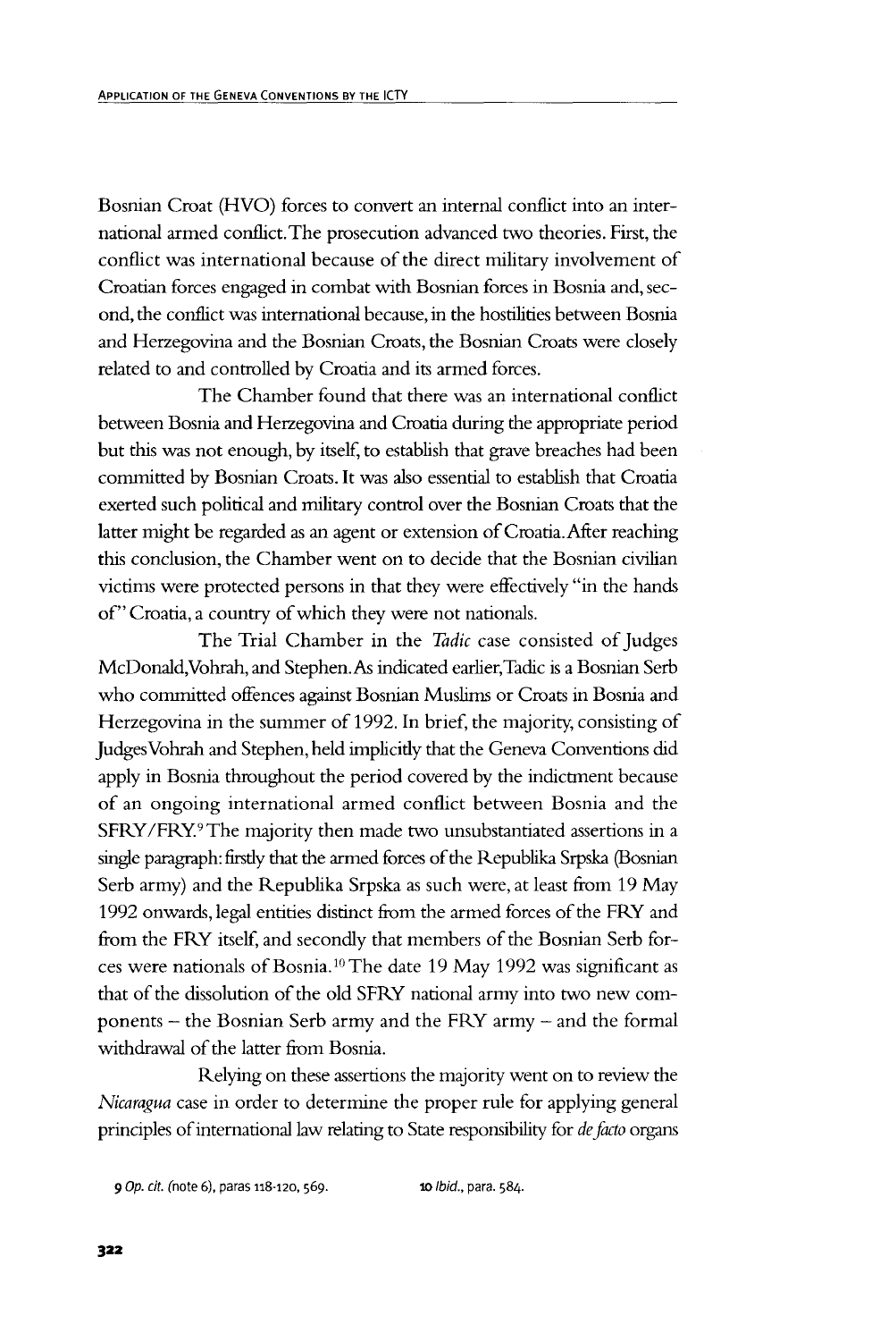Bosnian Croat (HVO) forces to convert an internal conflict into an international armed conflict. The prosecution advanced two theories. First, the conflict was international because of the direct military involvement of Croatian forces engaged in combat with Bosnian forces in Bosnia and, second, the conflict was international because, in the hostilities between Bosnia and Herzegovina and the Bosnian Croats, the Bosnian Croats were closely related to and controlled by Croatia and its armed forces.

The Chamber found that there was an international conflict between Bosnia and Herzegovina and Croatia during the appropriate period but this was not enough, by itself, to establish that grave breaches had been committed by Bosnian Croats. It was also essential to establish that Croatia exerted such political and military control over the Bosnian Croats that the latter might be regarded as an agent or extension of Croatia. After reaching this conclusion, the Chamber went on to decide that the Bosnian civilian victims were protected persons in that they were effectively "in the hands of" Croatia, a country of which they were not nationals.

The Trial Chamber in the *Tadic* case consisted of Judges McDonald, Vohrah, and Stephen. As indicated earlier, Tadic is a Bosnian Serb who committed offences against Bosnian Muslims or Croats in Bosnia and Herzegovina in the summer of 1992. In brief, the majority, consisting of Judges Vohrah and Stephen, held implicitly that the Geneva Conventions did apply in Bosnia throughout the period covered by the indictment because of an ongoing international armed conflict between Bosnia and the SFRY/FRY.[9] The majority then made two unsubstantiated assertions in a single paragraph: firstly that the armed forces of the Republika Srpska (Bosnian Serb army) and the Republika Srpska as such were, at least from 19 May 1992 onwards, legal entities distinct from the armed forces of the FRY and from the FRY itself, and secondly that members of the Bosnian Serb forces were nationals of Bosnia.[10] The date 19 May 1992 was significant as that of the dissolution of the old SFRY national army into two new components – the Bosnian Serb army and the FRY army – and the formal withdrawal of the latter from Bosnia.

Relying on these assertions the majority went on to review the *Nicaragua* case in order to determine the proper rule for applying general principles of international law relating to State responsibility for *de facto* organs

9 *Op. cit.* (note 6), paras 118-120, 569.

10 *Ibid.*, para. 584.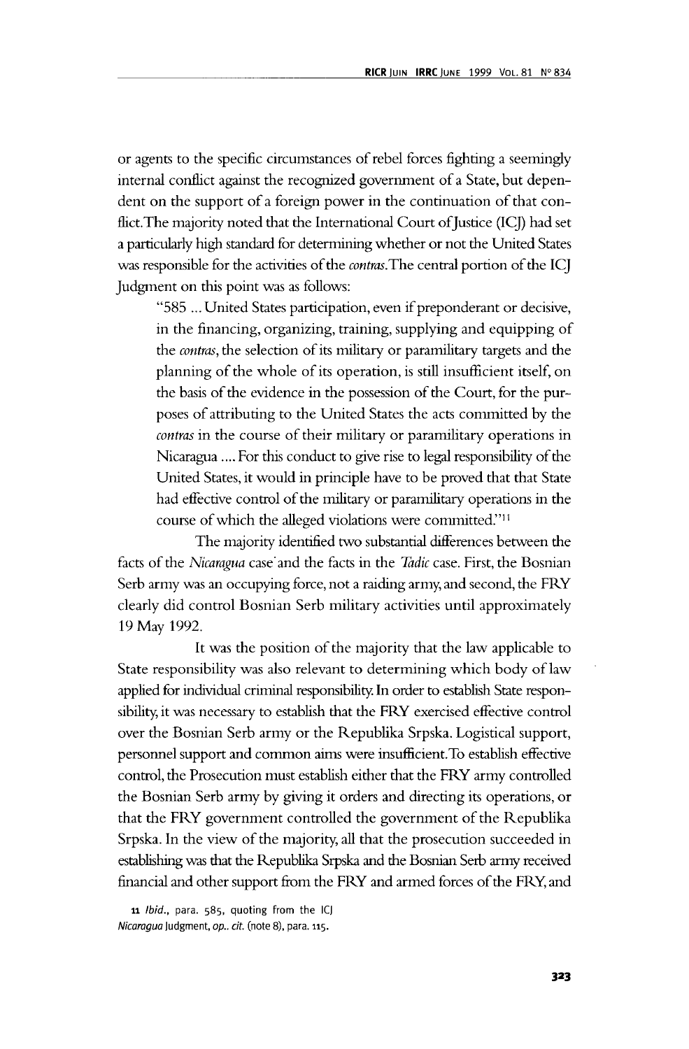or agents to the specific circumstances of rebel forces fighting a seemingly internal conflict against the recognized government of a State, but dependent on the support of a foreign power in the continuation of that conflict. The majority noted that the International Court of Justice (ICJ) had set a particularly high standard for determining whether or not the United States was responsible for the activities of the *contras*. The central portion of the ICJ Judgment on this point was as follows:

> "585 ... United States participation, even if preponderant or decisive, in the financing, organizing, training, supplying and equipping of the *contras*, the selection of its military or paramilitary targets and the planning of the whole of its operation, is still insufficient itself, on the basis of the evidence in the possession of the Court, for the purposes of attributing to the United States the acts committed by the *contras* in the course of their military or paramilitary operations in Nicaragua .... For this conduct to give rise to legal responsibility of the United States, it would in principle have to be proved that that State had effective control of the military or paramilitary operations in the course of which the alleged violations were committed."[11]

The majority identified two substantial differences between the facts of the *Nicaragua* case and the facts in the *Tadic* case. First, the Bosnian Serb army was an occupying force, not a raiding army, and second, the FRY clearly did control Bosnian Serb military activities until approximately 19 May 1992.

It was the position of the majority that the law applicable to State responsibility was also relevant to determining which body of law applied for individual criminal responsibility. In order to establish State responsibility, it was necessary to establish that the FRY exercised effective control over the Bosnian Serb army or the Republika Srpska. Logistical support, personnel support and common aims were insufficient. To establish effective control, the Prosecution must establish either that the FRY army controlled the Bosnian Serb army by giving it orders and directing its operations, or that the FRY government controlled the government of the Republika Srpska. In the view of the majority, all that the prosecution succeeded in establishing was that the Republika Srpska and the Bosnian Serb army received financial and other support from the FRY and armed forces of the FRY, and

11 *Ibid.*, para. 585, quoting from the ICJ *Nicaragua* Judgment, *op.. cit.* (note 8), para. 115.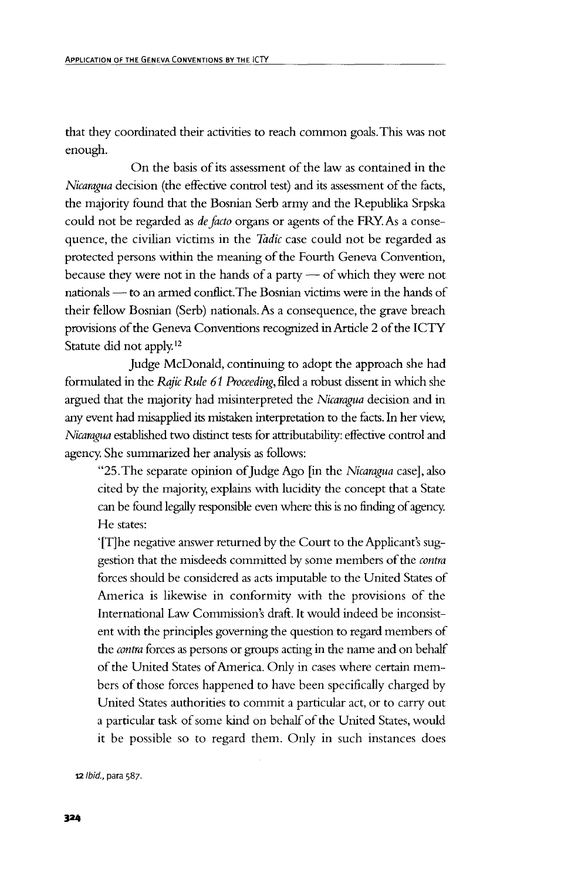that they coordinated their activities to reach common goals. This was not enough.

On the basis of its assessment of the law as contained in the *Nicaragua* decision (the effective control test) and its assessment of the facts, the majority found that the Bosnian Serb army and the Republika Srpska could not be regarded as *de facto* organs or agents of the FRY. As a consequence, the civilian victims in the *Tadic* case could not be regarded as protected persons within the meaning of the Fourth Geneva Convention, because they were not in the hands of a party — of which they were not nationals — to an armed conflict. The Bosnian victims were in the hands of their fellow Bosnian (Serb) nationals. As a consequence, the grave breach provisions of the Geneva Conventions recognized in Article 2 of the ICTY Statute did not apply.[12]

Judge McDonald, continuing to adopt the approach she had formulated in the *Rajic Rule 61 Proceeding*, filed a robust dissent in which she argued that the majority had misinterpreted the *Nicaragua* decision and in any event had misapplied its mistaken interpretation to the facts. In her view, *Nicaragua* established two distinct tests for attributability: effective control and agency. She summarized her analysis as follows:

> "25. The separate opinion of Judge Ago [in the *Nicaragua* case], also cited by the majority, explains with lucidity the concept that a State can be found legally responsible even where this is no finding of agency. He states:
>
> '[T]he negative answer returned by the Court to the Applicant's suggestion that the misdeeds committed by some members of the *contra* forces should be considered as acts imputable to the United States of America is likewise in conformity with the provisions of the International Law Commission's draft. It would indeed be inconsistent with the principles governing the question to regard members of the *contra* forces as persons or groups acting in the name and on behalf of the United States of America. Only in cases where certain members of those forces happened to have been specifically charged by United States authorities to commit a particular act, or to carry out a particular task of some kind on behalf of the United States, would it be possible so to regard them. Only in such instances does

12 *Ibid.*, para 587.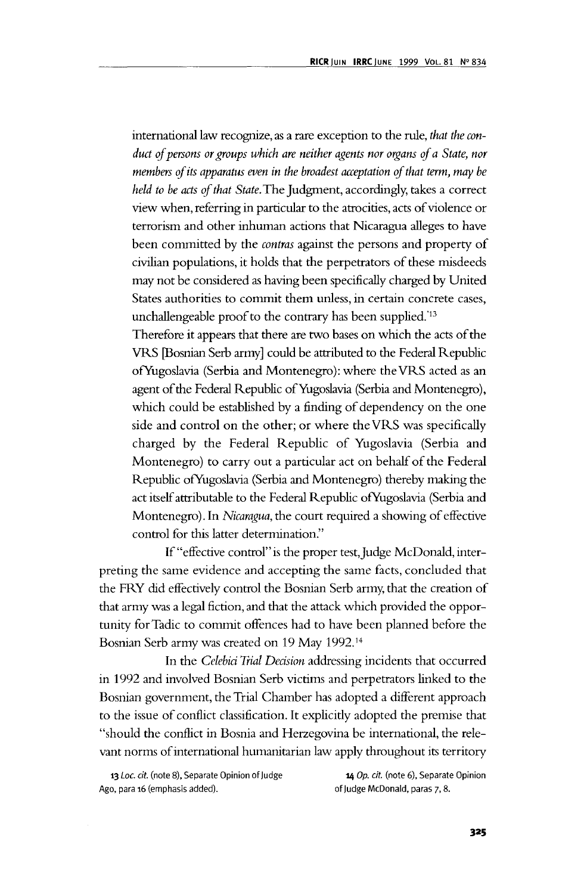international law recognize, as a rare exception to the rule, *that the conduct of persons or groups which are neither agents nor organs of a State, nor members of its apparatus even in the broadest acceptation of that term, may be held to be acts of that State.* The Judgment, accordingly, takes a correct view when, referring in particular to the atrocities, acts of violence or terrorism and other inhuman actions that Nicaragua alleges to have been committed by the *contras* against the persons and property of civilian populations, it holds that the perpetrators of these misdeeds may not be considered as having been specifically charged by United States authorities to commit them unless, in certain concrete cases, unchallengeable proof to the contrary has been supplied.'[13]

Therefore it appears that there are two bases on which the acts of the VRS [Bosnian Serb army] could be attributed to the Federal Republic of Yugoslavia (Serbia and Montenegro): where the VRS acted as an agent of the Federal Republic of Yugoslavia (Serbia and Montenegro), which could be established by a finding of dependency on the one side and control on the other; or where the VRS was specifically charged by the Federal Republic of Yugoslavia (Serbia and Montenegro) to carry out a particular act on behalf of the Federal Republic of Yugoslavia (Serbia and Montenegro) thereby making the act itself attributable to the Federal Republic of Yugoslavia (Serbia and Montenegro). In *Nicaragua*, the court required a showing of effective control for this latter determination."

If "effective control" is the proper test, Judge McDonald, interpreting the same evidence and accepting the same facts, concluded that the FRY did effectively control the Bosnian Serb army, that the creation of that army was a legal fiction, and that the attack which provided the opportunity for Tadic to commit offences had to have been planned before the Bosnian Serb army was created on 19 May 1992.[14]

In the *Celebici Trial Decision* addressing incidents that occurred in 1992 and involved Bosnian Serb victims and perpetrators linked to the Bosnian government, the Trial Chamber has adopted a different approach to the issue of conflict classification. It explicitly adopted the premise that "should the conflict in Bosnia and Herzegovina be international, the relevant norms of international humanitarian law apply throughout its territory

13 *Loc. cit.* (note 8), Separate Opinion of Judge Ago, para 16 (emphasis added).

14 *Op. cit.* (note 6), Separate Opinion of Judge McDonald, paras 7, 8.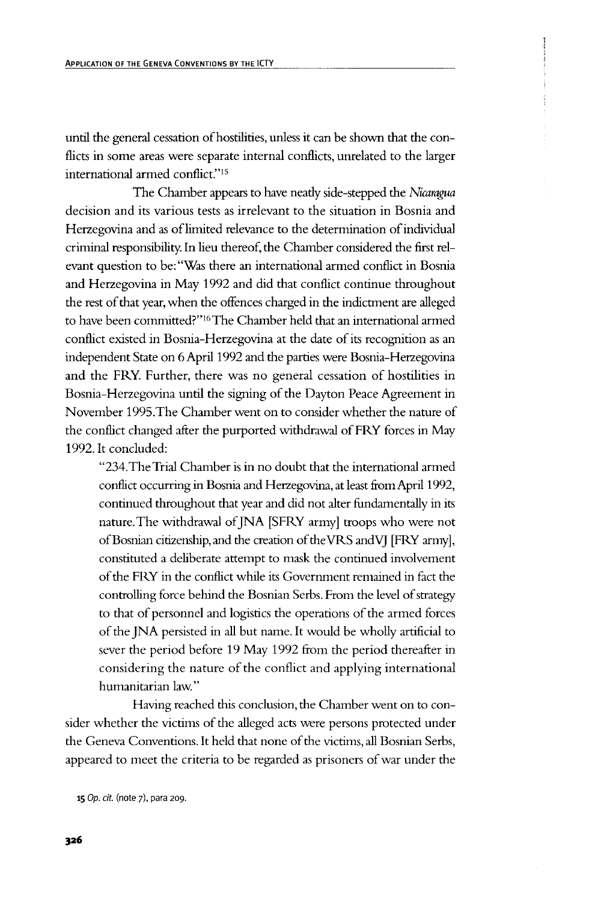until the general cessation of hostilities, unless it can be shown that the conflicts in some areas were separate internal conflicts, unrelated to the larger international armed conflict."[15]

The Chamber appears to have neatly side-stepped the *Nicaragua* decision and its various tests as irrelevant to the situation in Bosnia and Herzegovina and as of limited relevance to the determination of individual criminal responsibility. In lieu thereof, the Chamber considered the first relevant question to be: "Was there an international armed conflict in Bosnia and Herzegovina in May 1992 and did that conflict continue throughout the rest of that year, when the offences charged in the indictment are alleged to have been committed?"[16] The Chamber held that an international armed conflict existed in Bosnia-Herzegovina at the date of its recognition as an independent State on 6 April 1992 and the parties were Bosnia-Herzegovina and the FRY. Further, there was no general cessation of hostilities in Bosnia-Herzegovina until the signing of the Dayton Peace Agreement in November 1995. The Chamber went on to consider whether the nature of the conflict changed after the purported withdrawal of FRY forces in May 1992. It concluded:

> "234. The Trial Chamber is in no doubt that the international armed conflict occurring in Bosnia and Herzegovina, at least from April 1992, continued throughout that year and did not alter fundamentally in its nature. The withdrawal of JNA [SFRY army] troops who were not of Bosnian citizenship, and the creation of the VRS and VJ [FRY army], constituted a deliberate attempt to mask the continued involvement of the FRY in the conflict while its Government remained in fact the controlling force behind the Bosnian Serbs. From the level of strategy to that of personnel and logistics the operations of the armed forces of the JNA persisted in all but name. It would be wholly artificial to sever the period before 19 May 1992 from the period thereafter in considering the nature of the conflict and applying international humanitarian law."

Having reached this conclusion, the Chamber went on to consider whether the victims of the alleged acts were persons protected under the Geneva Conventions. It held that none of the victims, all Bosnian Serbs, appeared to meet the criteria to be regarded as prisoners of war under the

15 *Op. cit.* (note 7), para 209.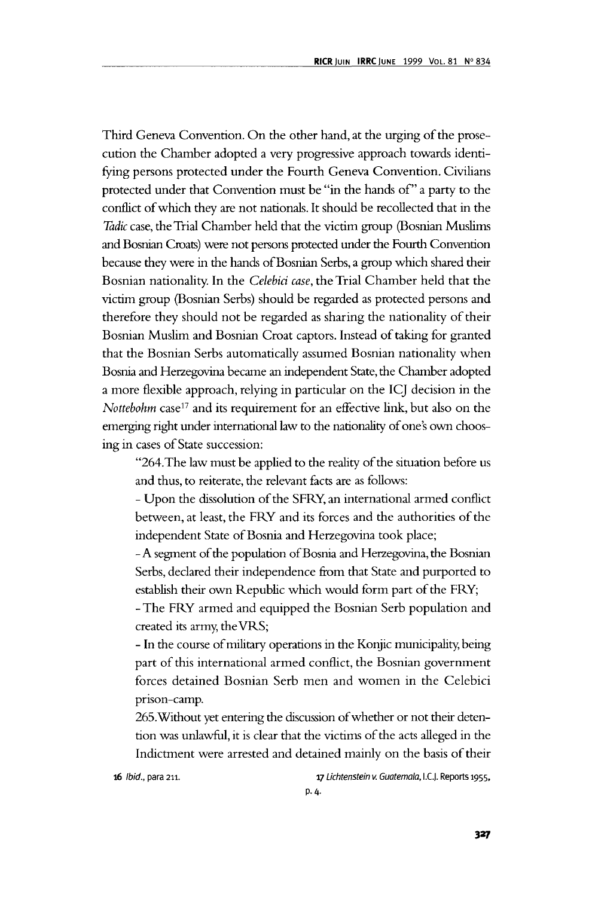Third Geneva Convention. On the other hand, at the urging of the prosecution the Chamber adopted a very progressive approach towards identifying persons protected under the Fourth Geneva Convention. Civilians protected under that Convention must be "in the hands of" a party to the conflict of which they are not nationals. It should be recollected that in the *Tadic* case, the Trial Chamber held that the victim group (Bosnian Muslims and Bosnian Croats) were not persons protected under the Fourth Convention because they were in the hands of Bosnian Serbs, a group which shared their Bosnian nationality. In the *Celebici case*, the Trial Chamber held that the victim group (Bosnian Serbs) should be regarded as protected persons and therefore they should not be regarded as sharing the nationality of their Bosnian Muslim and Bosnian Croat captors. Instead of taking for granted that the Bosnian Serbs automatically assumed Bosnian nationality when Bosnia and Herzegovina became an independent State, the Chamber adopted a more flexible approach, relying in particular on the ICJ decision in the *Nottebohm* case[17] and its requirement for an effective link, but also on the emerging right under international law to the nationality of one's own choosing in cases of State succession:

> "264. The law must be applied to the reality of the situation before us and thus, to reiterate, the relevant facts are as follows:
>
> - Upon the dissolution of the SFRY, an international armed conflict between, at least, the FRY and its forces and the authorities of the independent State of Bosnia and Herzegovina took place;
> - A segment of the population of Bosnia and Herzegovina, the Bosnian Serbs, declared their independence from that State and purported to establish their own Republic which would form part of the FRY;
> - The FRY armed and equipped the Bosnian Serb population and created its army, the VRS;
> - In the course of military operations in the Konjic municipality, being part of this international armed conflict, the Bosnian government forces detained Bosnian Serb men and women in the Celebici prison-camp.
>
> 265. Without yet entering the discussion of whether or not their detention was unlawful, it is clear that the victims of the acts alleged in the Indictment were arrested and detained mainly on the basis of their

16 *Ibid.*, para 211.

17 *Lichtenstein v. Guatemala*, I.C.J. Reports 1955, p. 4.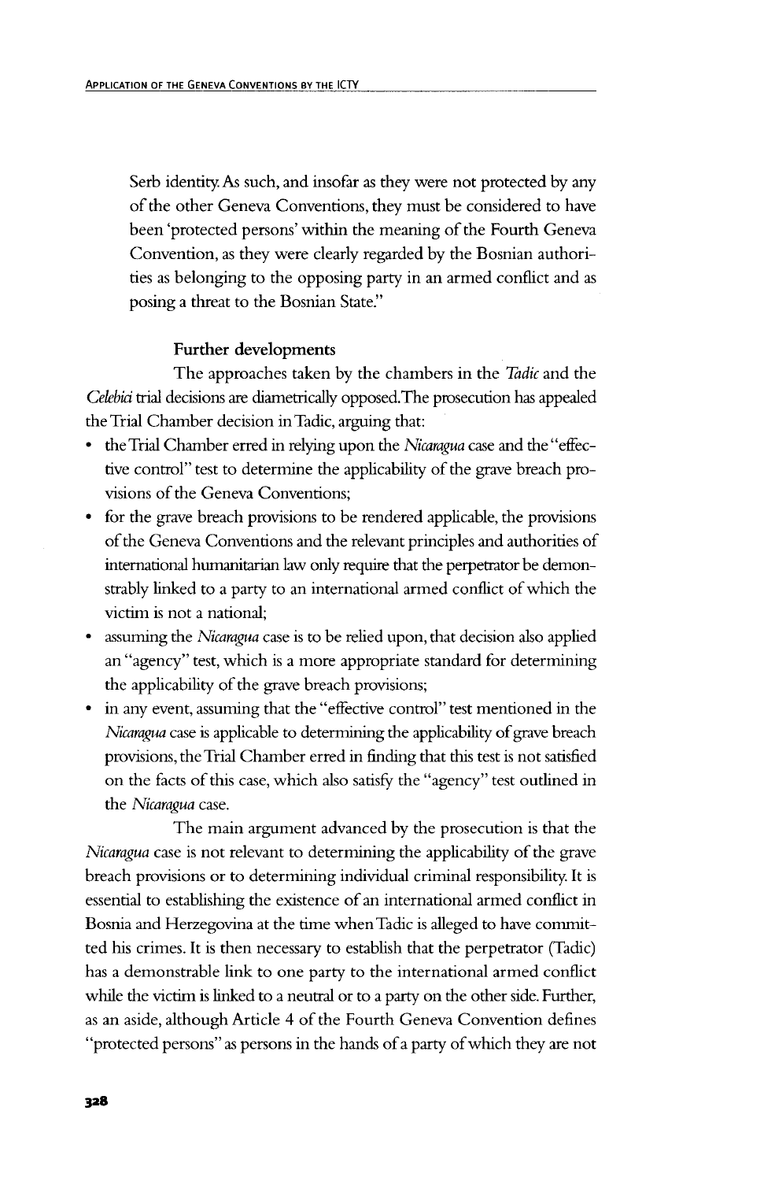Serb identity. As such, and insofar as they were not protected by any of the other Geneva Conventions, they must be considered to have been 'protected persons' within the meaning of the Fourth Geneva Convention, as they were clearly regarded by the Bosnian authorities as belonging to the opposing party in an armed conflict and as posing a threat to the Bosnian State."

### Further developments

The approaches taken by the chambers in the *Tadic* and the *Celebici* trial decisions are diametrically opposed. The prosecution has appealed the Trial Chamber decision in Tadic, arguing that:

- the Trial Chamber erred in relying upon the *Nicaragua* case and the "effective control" test to determine the applicability of the grave breach provisions of the Geneva Conventions;
- for the grave breach provisions to be rendered applicable, the provisions of the Geneva Conventions and the relevant principles and authorities of international humanitarian law only require that the perpetrator be demonstrably linked to a party to an international armed conflict of which the victim is not a national;
- assuming the *Nicaragua* case is to be relied upon, that decision also applied an "agency" test, which is a more appropriate standard for determining the applicability of the grave breach provisions;
- in any event, assuming that the "effective control" test mentioned in the *Nicaragua* case is applicable to determining the applicability of grave breach provisions, the Trial Chamber erred in finding that this test is not satisfied on the facts of this case, which also satisfy the "agency" test outlined in the *Nicaragua* case.

The main argument advanced by the prosecution is that the *Nicaragua* case is not relevant to determining the applicability of the grave breach provisions or to determining individual criminal responsibility. It is essential to establishing the existence of an international armed conflict in Bosnia and Herzegovina at the time when Tadic is alleged to have committed his crimes. It is then necessary to establish that the perpetrator (Tadic) has a demonstrable link to one party to the international armed conflict while the victim is linked to a neutral or to a party on the other side. Further, as an aside, although Article 4 of the Fourth Geneva Convention defines "protected persons" as persons in the hands of a party of which they are not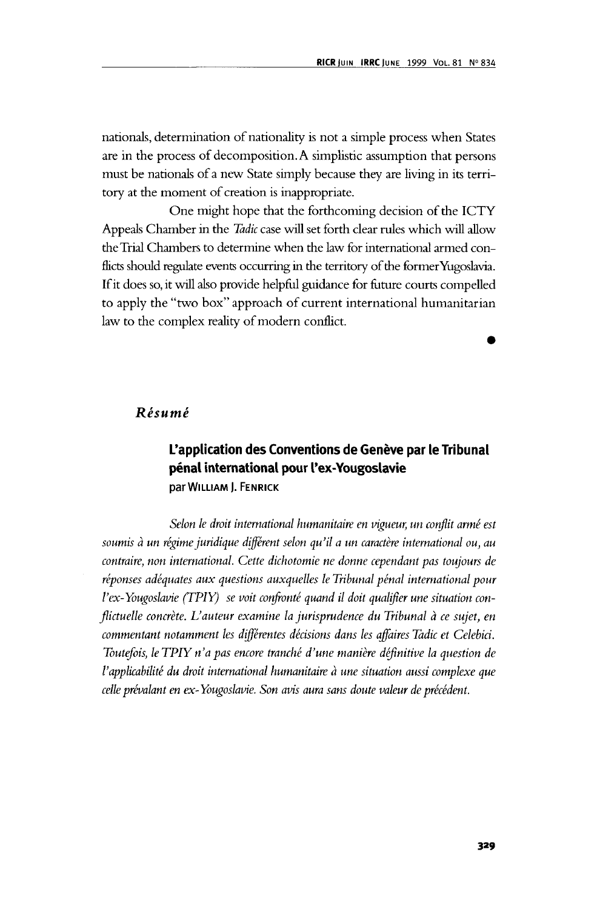nationals, determination of nationality is not a simple process when States are in the process of decomposition. A simplistic assumption that persons must be nationals of a new State simply because they are living in its territory at the moment of creation is inappropriate.

One might hope that the forthcoming decision of the ICTY Appeals Chamber in the *Tadic* case will set forth clear rules which will allow the Trial Chambers to determine when the law for international armed conflicts should regulate events occurring in the territory of the former Yugoslavia. If it does so, it will also provide helpful guidance for future courts compelled to apply the "two box" approach of current international humanitarian law to the complex reality of modern conflict.

## *Résumé*

### L'application des Conventions de Genève par le Tribunal pénal international pour l'ex-Yougoslavie

par WILLIAM J. FENRICK

*Selon le droit international humanitaire en vigueur, un conflit armé est soumis à un régime juridique différent selon qu'il a un caractère international ou, au contraire, non international. Cette dichotomie ne donne cependant pas toujours de réponses adéquates aux questions auxquelles le Tribunal pénal international pour l'ex-Yougoslavie (TPIY) se voit confronté quand il doit qualifier une situation conflictuelle concrète. L'auteur examine la jurisprudence du Tribunal à ce sujet, en commentant notamment les différentes décisions dans les affaires Tadic et Celebici. Toutefois, le TPIY n'a pas encore tranché d'une manière définitive la question de l'applicabilité du droit international humanitaire à une situation aussi complexe que celle prévalant en ex-Yougoslavie. Son avis aura sans doute valeur de précédent.*